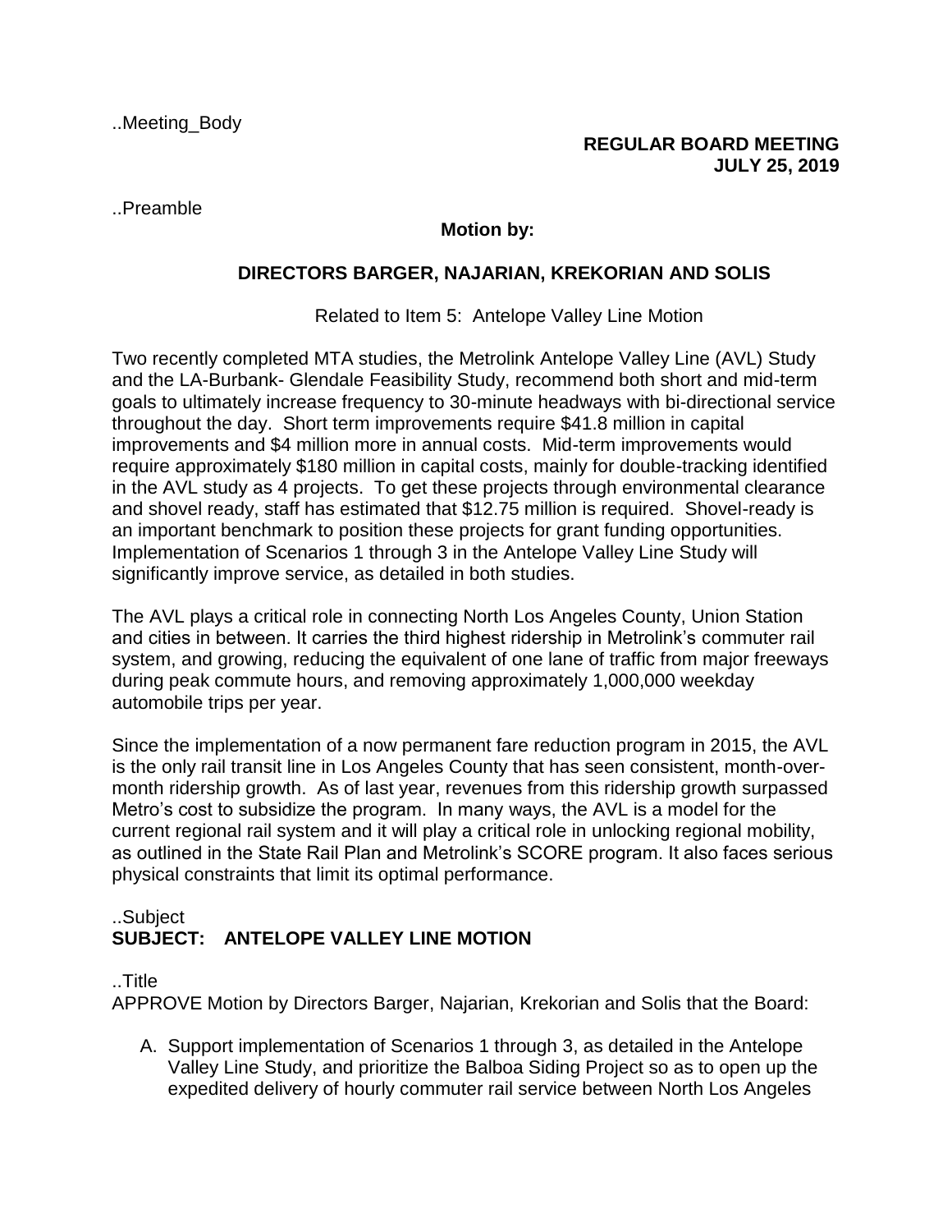..Meeting_Body

**REGULAR BOARD MEETING**
**JULY 25, 2019**

..Preamble

**Motion by:**

**DIRECTORS BARGER, NAJARIAN, KREKORIAN AND SOLIS**

Related to Item 5: Antelope Valley Line Motion

Two recently completed MTA studies, the Metrolink Antelope Valley Line (AVL) Study and the LA-Burbank- Glendale Feasibility Study, recommend both short and mid-term goals to ultimately increase frequency to 30-minute headways with bi-directional service throughout the day. Short term improvements require $41.8 million in capital improvements and $4 million more in annual costs. Mid-term improvements would require approximately $180 million in capital costs, mainly for double-tracking identified in the AVL study as 4 projects. To get these projects through environmental clearance and shovel ready, staff has estimated that $12.75 million is required. Shovel-ready is an important benchmark to position these projects for grant funding opportunities. Implementation of Scenarios 1 through 3 in the Antelope Valley Line Study will significantly improve service, as detailed in both studies.

The AVL plays a critical role in connecting North Los Angeles County, Union Station and cities in between. It carries the third highest ridership in Metrolink's commuter rail system, and growing, reducing the equivalent of one lane of traffic from major freeways during peak commute hours, and removing approximately 1,000,000 weekday automobile trips per year.

Since the implementation of a now permanent fare reduction program in 2015, the AVL is the only rail transit line in Los Angeles County that has seen consistent, month-over-month ridership growth. As of last year, revenues from this ridership growth surpassed Metro's cost to subsidize the program. In many ways, the AVL is a model for the current regional rail system and it will play a critical role in unlocking regional mobility, as outlined in the State Rail Plan and Metrolink's SCORE program. It also faces serious physical constraints that limit its optimal performance.

..Subject
**SUBJECT: ANTELOPE VALLEY LINE MOTION**

..Title
APPROVE Motion by Directors Barger, Najarian, Krekorian and Solis that the Board:

A. Support implementation of Scenarios 1 through 3, as detailed in the Antelope Valley Line Study, and prioritize the Balboa Siding Project so as to open up the expedited delivery of hourly commuter rail service between North Los Angeles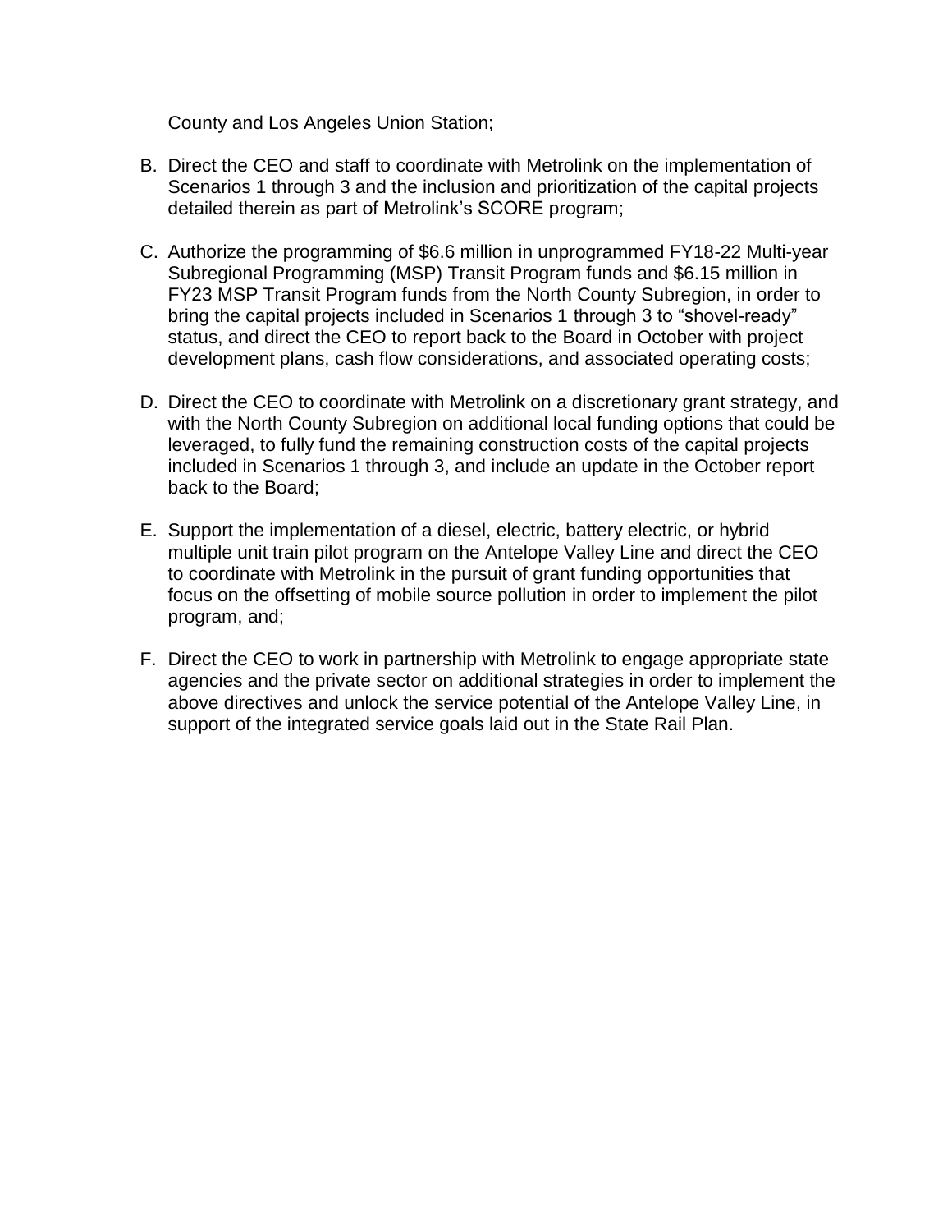County and Los Angeles Union Station;

B. Direct the CEO and staff to coordinate with Metrolink on the implementation of Scenarios 1 through 3 and the inclusion and prioritization of the capital projects detailed therein as part of Metrolink's SCORE program;

C. Authorize the programming of $6.6 million in unprogrammed FY18-22 Multi-year Subregional Programming (MSP) Transit Program funds and $6.15 million in FY23 MSP Transit Program funds from the North County Subregion, in order to bring the capital projects included in Scenarios 1 through 3 to "shovel-ready" status, and direct the CEO to report back to the Board in October with project development plans, cash flow considerations, and associated operating costs;

D. Direct the CEO to coordinate with Metrolink on a discretionary grant strategy, and with the North County Subregion on additional local funding options that could be leveraged, to fully fund the remaining construction costs of the capital projects included in Scenarios 1 through 3, and include an update in the October report back to the Board;

E. Support the implementation of a diesel, electric, battery electric, or hybrid multiple unit train pilot program on the Antelope Valley Line and direct the CEO to coordinate with Metrolink in the pursuit of grant funding opportunities that focus on the offsetting of mobile source pollution in order to implement the pilot program, and;

F. Direct the CEO to work in partnership with Metrolink to engage appropriate state agencies and the private sector on additional strategies in order to implement the above directives and unlock the service potential of the Antelope Valley Line, in support of the integrated service goals laid out in the State Rail Plan.